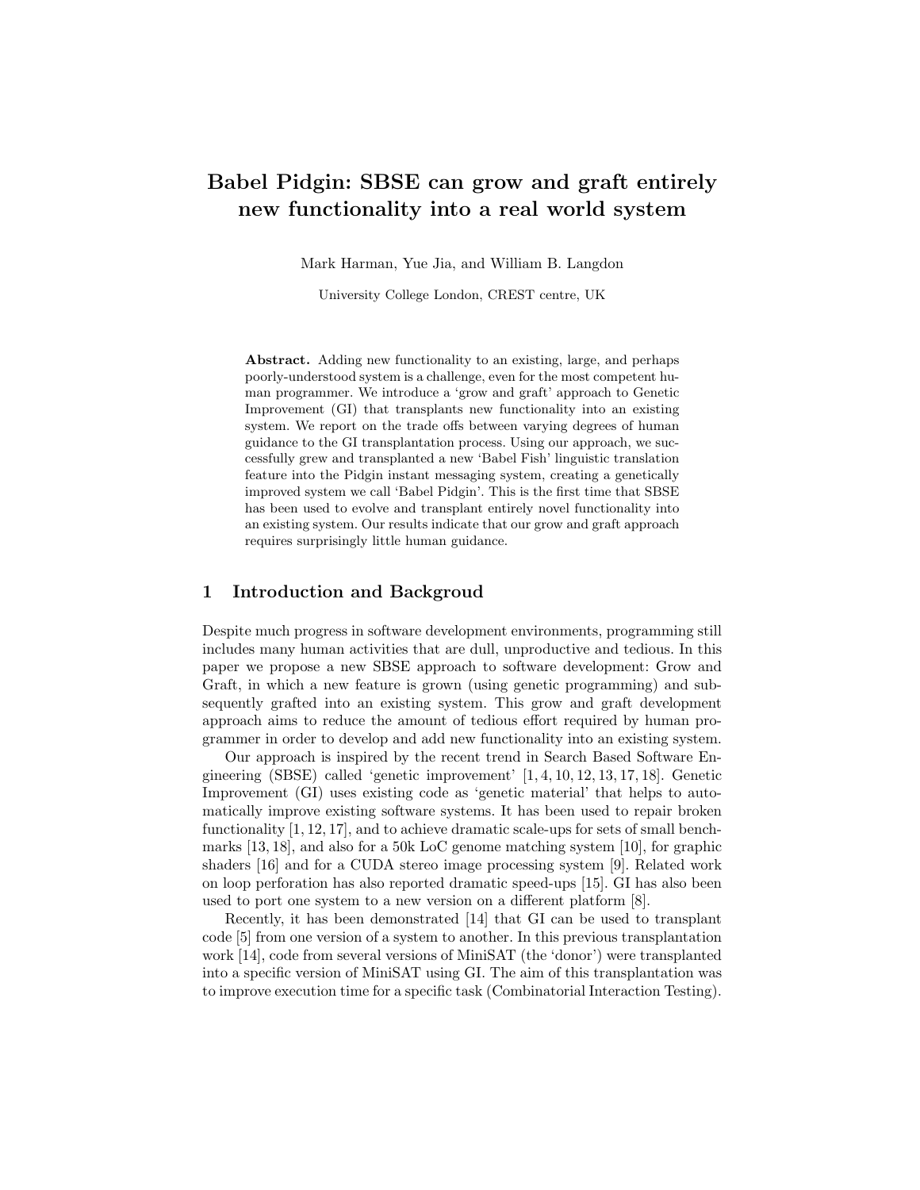# Babel Pidgin: SBSE can grow and graft entirely new functionality into a real world system

Mark Harman, Yue Jia, and William B. Langdon

University College London, CREST centre, UK

**Abstract.** Adding new functionality to an existing, large, and perhaps poorly-understood system is a challenge, even for the most competent human programmer. We introduce a 'grow and graft' approach to Genetic Improvement (GI) that transplants new functionality into an existing system. We report on the trade offs between varying degrees of human guidance to the GI transplantation process. Using our approach, we successfully grew and transplanted a new 'Babel Fish' linguistic translation feature into the Pidgin instant messaging system, creating a genetically improved system we call 'Babel Pidgin'. This is the first time that SBSE has been used to evolve and transplant entirely novel functionality into an existing system. Our results indicate that our grow and graft approach requires surprisingly little human guidance.

## 1 Introduction and Backgroud

Despite much progress in software development environments, programming still includes many human activities that are dull, unproductive and tedious. In this paper we propose a new SBSE approach to software development: Grow and Graft, in which a new feature is grown (using genetic programming) and subsequently grafted into an existing system. This grow and graft development approach aims to reduce the amount of tedious effort required by human programmer in order to develop and add new functionality into an existing system.

Our approach is inspired by the recent trend in Search Based Software Engineering (SBSE) called 'genetic improvement' [1, 4, 10, 12, 13, 17, 18]. Genetic Improvement (GI) uses existing code as 'genetic material' that helps to automatically improve existing software systems. It has been used to repair broken functionality [1, 12, 17], and to achieve dramatic scale-ups for sets of small benchmarks [13, 18], and also for a 50k LoC genome matching system [10], for graphic shaders [16] and for a CUDA stereo image processing system [9]. Related work on loop perforation has also reported dramatic speed-ups [15]. GI has also been used to port one system to a new version on a different platform [8].

Recently, it has been demonstrated [14] that GI can be used to transplant code [5] from one version of a system to another. In this previous transplantation work [14], code from several versions of MiniSAT (the 'donor') were transplanted into a specific version of MiniSAT using GI. The aim of this transplantation was to improve execution time for a specific task (Combinatorial Interaction Testing).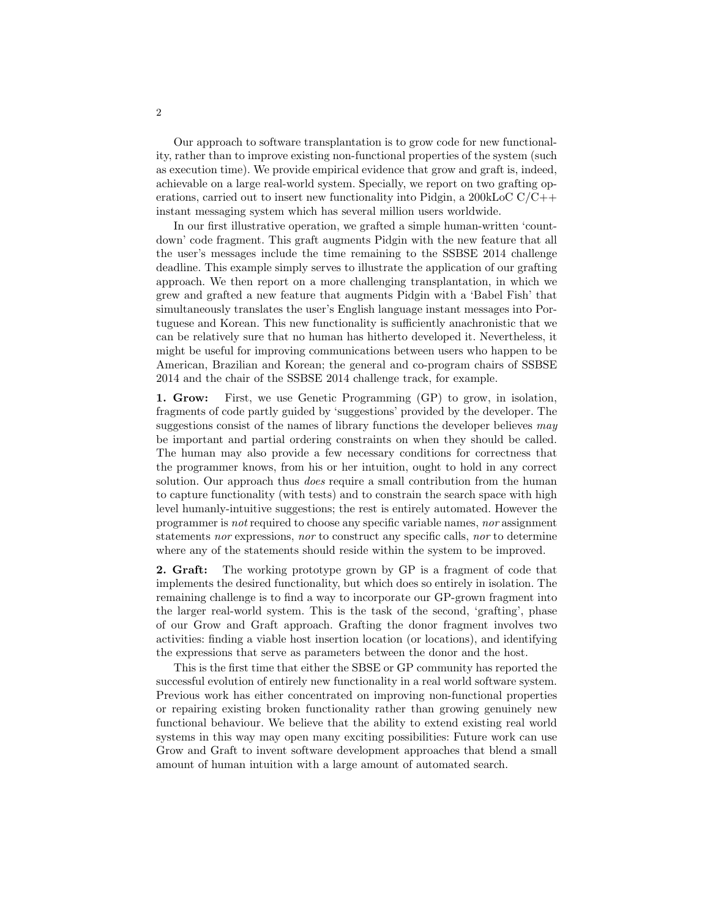Our approach to software transplantation is to grow code for new functionality, rather than to improve existing non-functional properties of the system (such as execution time). We provide empirical evidence that grow and graft is, indeed, achievable on a large real-world system. Specially, we report on two grafting operations, carried out to insert new functionality into Pidgin, a 200kLoC C/C++ instant messaging system which has several million users worldwide.

In our first illustrative operation, we grafted a simple human-written 'countdown' code fragment. This graft augments Pidgin with the new feature that all the user's messages include the time remaining to the SSBSE 2014 challenge deadline. This example simply serves to illustrate the application of our grafting approach. We then report on a more challenging transplantation, in which we grew and grafted a new feature that augments Pidgin with a 'Babel Fish' that simultaneously translates the user's English language instant messages into Portuguese and Korean. This new functionality is sufficiently anachronistic that we can be relatively sure that no human has hitherto developed it. Nevertheless, it might be useful for improving communications between users who happen to be American, Brazilian and Korean; the general and co-program chairs of SSBSE 2014 and the chair of the SSBSE 2014 challenge track, for example.

**1. Grow:** First, we use Genetic Programming (GP) to grow, in isolation, fragments of code partly guided by 'suggestions' provided by the developer. The suggestions consist of the names of library functions the developer believes *may* be important and partial ordering constraints on when they should be called. The human may also provide a few necessary conditions for correctness that the programmer knows, from his or her intuition, ought to hold in any correct solution. Our approach thus *does* require a small contribution from the human to capture functionality (with tests) and to constrain the search space with high level humanly-intuitive suggestions; the rest is entirely automated. However the programmer is *not* required to choose any specific variable names, *nor* assignment statements *nor* expressions, *nor* to construct any specific calls, *nor* to determine where any of the statements should reside within the system to be improved.

**2. Graft:** The working prototype grown by GP is a fragment of code that implements the desired functionality, but which does so entirely in isolation. The remaining challenge is to find a way to incorporate our GP-grown fragment into the larger real-world system. This is the task of the second, 'grafting', phase of our Grow and Graft approach. Grafting the donor fragment involves two activities: finding a viable host insertion location (or locations), and identifying the expressions that serve as parameters between the donor and the host.

This is the first time that either the SBSE or GP community has reported the successful evolution of entirely new functionality in a real world software system. Previous work has either concentrated on improving non-functional properties or repairing existing broken functionality rather than growing genuinely new functional behaviour. We believe that the ability to extend existing real world systems in this way may open many exciting possibilities: Future work can use Grow and Graft to invent software development approaches that blend a small amount of human intuition with a large amount of automated search.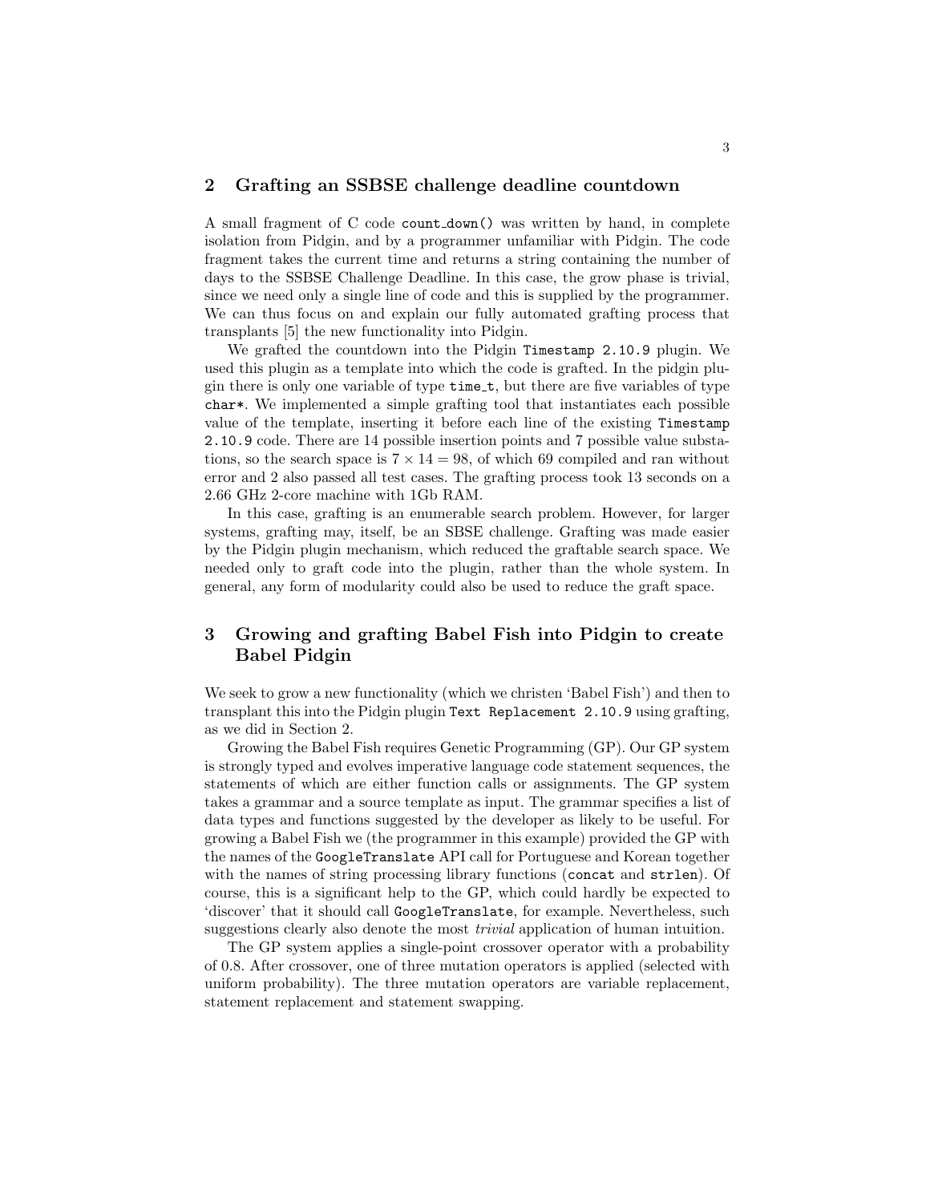## 2 Grafting an SSBSE challenge deadline countdown

A small fragment of C code `count_down()` was written by hand, in complete isolation from Pidgin, and by a programmer unfamiliar with Pidgin. The code fragment takes the current time and returns a string containing the number of days to the SSBSE Challenge Deadline. In this case, the grow phase is trivial, since we need only a single line of code and this is supplied by the programmer. We can thus focus on and explain our fully automated grafting process that transplants [5] the new functionality into Pidgin.

We grafted the countdown into the Pidgin `Timestamp 2.10.9` plugin. We used this plugin as a template into which the code is grafted. In the pidgin plugin there is only one variable of type `time_t`, but there are five variables of type `char*`. We implemented a simple grafting tool that instantiates each possible value of the template, inserting it before each line of the existing `Timestamp 2.10.9` code. There are 14 possible insertion points and 7 possible value substations, so the search space is $7 \times 14 = 98$, of which 69 compiled and ran without error and 2 also passed all test cases. The grafting process took 13 seconds on a 2.66 GHz 2-core machine with 1Gb RAM.

In this case, grafting is an enumerable search problem. However, for larger systems, grafting may, itself, be an SBSE challenge. Grafting was made easier by the Pidgin plugin mechanism, which reduced the graftable search space. We needed only to graft code into the plugin, rather than the whole system. In general, any form of modularity could also be used to reduce the graft space.

## 3 Growing and grafting Babel Fish into Pidgin to create Babel Pidgin

We seek to grow a new functionality (which we christen 'Babel Fish') and then to transplant this into the Pidgin plugin `Text Replacement 2.10.9` using grafting, as we did in Section 2.

Growing the Babel Fish requires Genetic Programming (GP). Our GP system is strongly typed and evolves imperative language code statement sequences, the statements of which are either function calls or assignments. The GP system takes a grammar and a source template as input. The grammar specifies a list of data types and functions suggested by the developer as likely to be useful. For growing a Babel Fish we (the programmer in this example) provided the GP with the names of the `GoogleTranslate` API call for Portuguese and Korean together with the names of string processing library functions (`concat` and `strlen`). Of course, this is a significant help to the GP, which could hardly be expected to 'discover' that it should call `GoogleTranslate`, for example. Nevertheless, such suggestions clearly also denote the most *trivial* application of human intuition.

The GP system applies a single-point crossover operator with a probability of 0.8. After crossover, one of three mutation operators is applied (selected with uniform probability). The three mutation operators are variable replacement, statement replacement and statement swapping.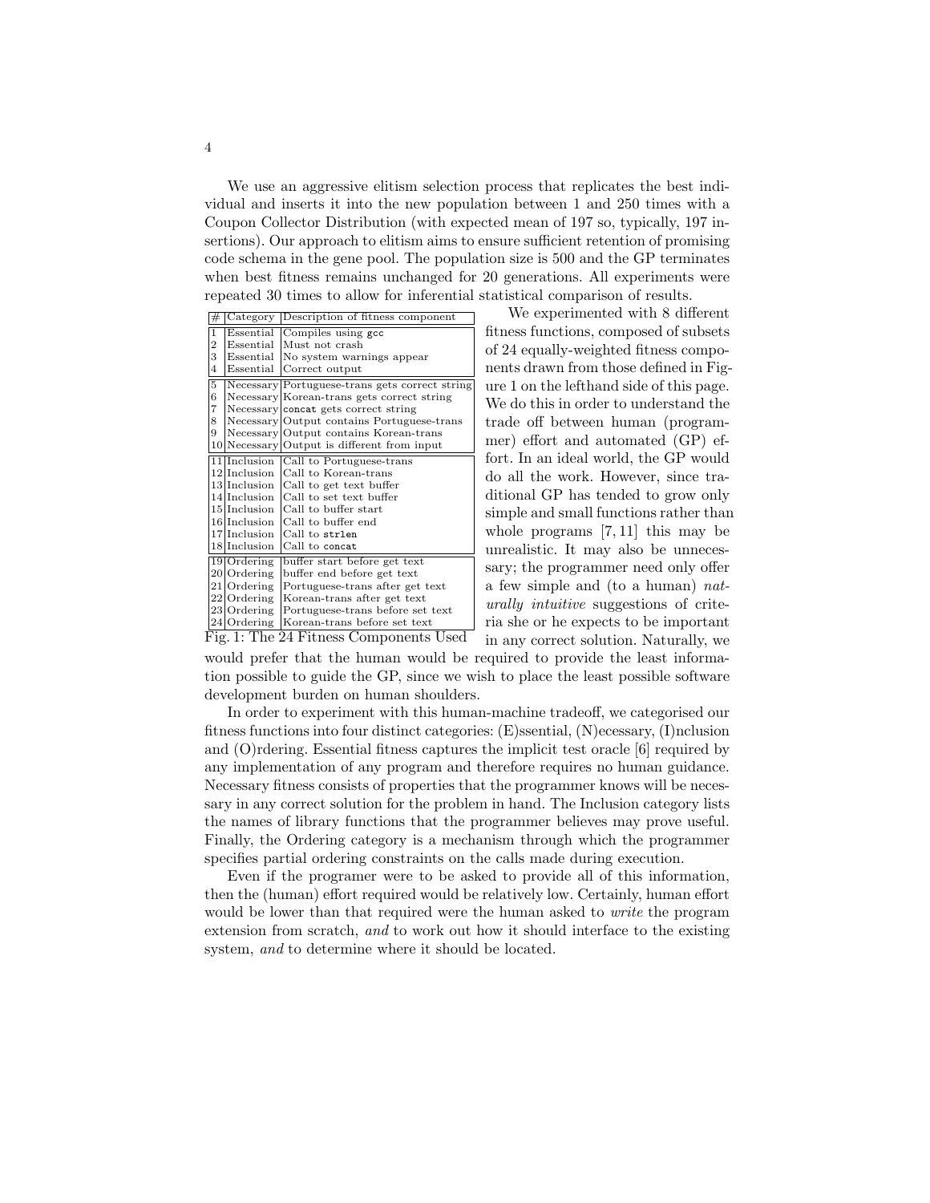We use an aggressive elitism selection process that replicates the best individual and inserts it into the new population between 1 and 250 times with a Coupon Collector Distribution (with expected mean of 197 so, typically, 197 insertions). Our approach to elitism aims to ensure sufficient retention of promising code schema in the gene pool. The population size is 500 and the GP terminates when best fitness remains unchanged for 20 generations. All experiments were repeated 30 times to allow for inferential statistical comparison of results.

| # | Category | Description of fitness component |
|---|---|---|
| 1 | Essential | Compiles using `gcc` |
| 2 | Essential | Must not crash |
| 3 | Essential | No system warnings appear |
| 4 | Essential | Correct output |
| 5 | Necessary | Portuguese-trans gets correct string |
| 6 | Necessary | Korean-trans gets correct string |
| 7 | Necessary | `concat` gets correct string |
| 8 | Necessary | Output contains Portuguese-trans |
| 9 | Necessary | Output contains Korean-trans |
| 10 | Necessary | Output is different from input |
| 11 | Inclusion | Call to Portuguese-trans |
| 12 | Inclusion | Call to Korean-trans |
| 13 | Inclusion | Call to get text buffer |
| 14 | Inclusion | Call to set text buffer |
| 15 | Inclusion | Call to buffer start |
| 16 | Inclusion | Call to buffer end |
| 17 | Inclusion | Call to `strlen` |
| 18 | Inclusion | Call to `concat` |
| 19 | Ordering | buffer start before get text |
| 20 | Ordering | buffer end before get text |
| 21 | Ordering | Portuguese-trans after get text |
| 22 | Ordering | Korean-trans after get text |
| 23 | Ordering | Portuguese-trans before set text |
| 24 | Ordering | Korean-trans before set text |

Fig. 1: The 24 Fitness Components Used

We experimented with 8 different fitness functions, composed of subsets of 24 equally-weighted fitness components drawn from those defined in Figure 1 on the lefthand side of this page. We do this in order to understand the trade off between human (programmer) effort and automated (GP) effort. In an ideal world, the GP would do all the work. However, since traditional GP has tended to grow only simple and small functions rather than whole programs [7, 11] this may be unrealistic. It may also be unnecessary; the programmer need only offer a few simple and (to a human) *naturally intuitive* suggestions of criteria she or he expects to be important in any correct solution. Naturally, we would prefer that the human would be required to provide the least information possible to guide the GP, since we wish to place the least possible software development burden on human shoulders.

In order to experiment with this human-machine tradeoff, we categorised our fitness functions into four distinct categories: (E)ssential, (N)ecessary, (I)nclusion and (O)rdering. Essential fitness captures the implicit test oracle [6] required by any implementation of any program and therefore requires no human guidance. Necessary fitness consists of properties that the programmer knows will be necessary in any correct solution for the problem in hand. The Inclusion category lists the names of library functions that the programmer believes may prove useful. Finally, the Ordering category is a mechanism through which the programmer specifies partial ordering constraints on the calls made during execution.

Even if the programer were to be asked to provide all of this information, then the (human) effort required would be relatively low. Certainly, human effort would be lower than that required were the human asked to *write* the program extension from scratch, *and* to work out how it should interface to the existing system, *and* to determine where it should be located.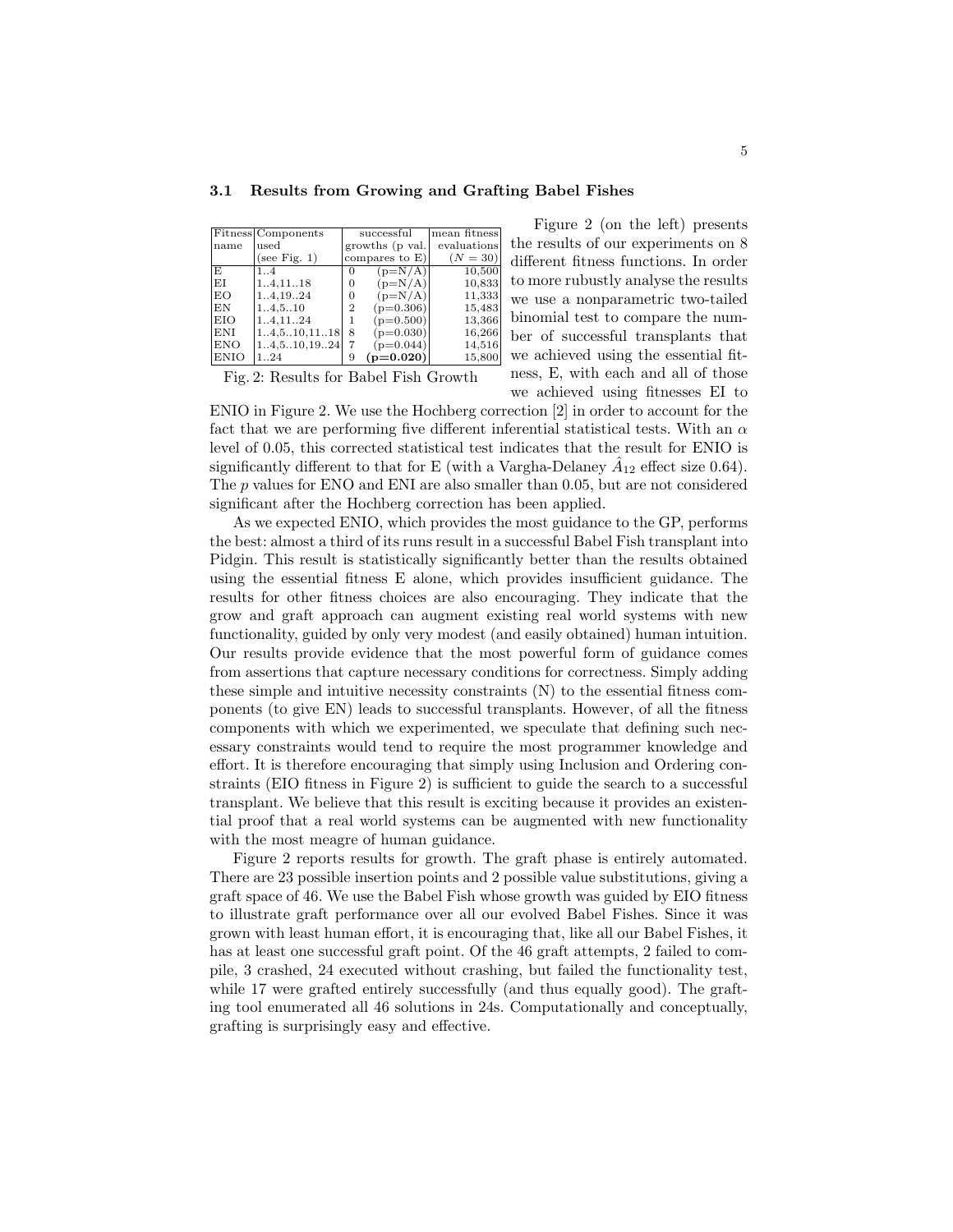### 3.1 Results from Growing and Grafting Babel Fishes

| Fitness name | Components used (see Fig. 1) | successful growths (p val. compares to E) | | mean fitness evaluations ($N = 30$) |
|---|---|---|---|---|
| E | 1..4 | 0 | (p=N/A) | 10,500 |
| EI | 1..4,11..18 | 0 | (p=N/A) | 10,833 |
| EO | 1..4,19..24 | 0 | (p=N/A) | 11,333 |
| EN | 1..4,5..10 | 2 | (p=0.306) | 15,483 |
| EIO | 1..4,11..24 | 1 | (p=0.500) | 13,366 |
| ENI | 1..4,5..10,11..18 | 8 | (p=0.030) | 16,266 |
| ENO | 1..4,5..10,19..24 | 7 | (p=0.044) | 14,516 |
| ENIO | 1..24 | 9 | **(p=0.020)** | 15,800 |

Fig. 2: Results for Babel Fish Growth

Figure 2 (on the left) presents the results of our experiments on 8 different fitness functions. In order to more rubustly analyse the results we use a nonparametric two-tailed binomial test to compare the number of successful transplants that we achieved using the essential fitness, E, with each and all of those we achieved using fitnesses EI to ENIO in Figure 2. We use the Hochberg correction [2] in order to account for the fact that we are performing five different inferential statistical tests. With an $\alpha$ level of 0.05, this corrected statistical test indicates that the result for ENIO is significantly different to that for E (with a Vargha-Delaney $\hat{A}_{12}$ effect size 0.64). The $p$ values for ENO and ENI are also smaller than 0.05, but are not considered significant after the Hochberg correction has been applied.

As we expected ENIO, which provides the most guidance to the GP, performs the best: almost a third of its runs result in a successful Babel Fish transplant into Pidgin. This result is statistically significantly better than the results obtained using the essential fitness E alone, which provides insufficient guidance. The results for other fitness choices are also encouraging. They indicate that the grow and graft approach can augment existing real world systems with new functionality, guided by only very modest (and easily obtained) human intuition. Our results provide evidence that the most powerful form of guidance comes from assertions that capture necessary conditions for correctness. Simply adding these simple and intuitive necessity constraints (N) to the essential fitness components (to give EN) leads to successful transplants. However, of all the fitness components with which we experimented, we speculate that defining such necessary constraints would tend to require the most programmer knowledge and effort. It is therefore encouraging that simply using Inclusion and Ordering constraints (EIO fitness in Figure 2) is sufficient to guide the search to a successful transplant. We believe that this result is exciting because it provides an existential proof that a real world systems can be augmented with new functionality with the most meagre of human guidance.

Figure 2 reports results for growth. The graft phase is entirely automated. There are 23 possible insertion points and 2 possible value substitutions, giving a graft space of 46. We use the Babel Fish whose growth was guided by EIO fitness to illustrate graft performance over all our evolved Babel Fishes. Since it was grown with least human effort, it is encouraging that, like all our Babel Fishes, it has at least one successful graft point. Of the 46 graft attempts, 2 failed to compile, 3 crashed, 24 executed without crashing, but failed the functionality test, while 17 were grafted entirely successfully (and thus equally good). The grafting tool enumerated all 46 solutions in 24s. Computationally and conceptually, grafting is surprisingly easy and effective.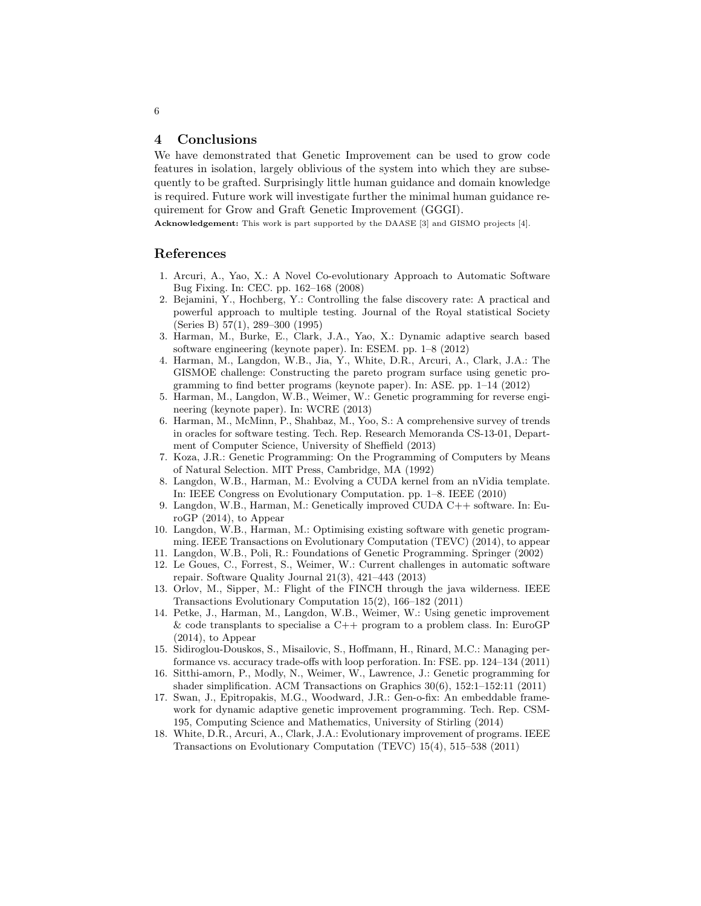## 4 Conclusions

We have demonstrated that Genetic Improvement can be used to grow code features in isolation, largely oblivious of the system into which they are subsequently to be grafted. Surprisingly little human guidance and domain knowledge is required. Future work will investigate further the minimal human guidance requirement for Grow and Graft Genetic Improvement (GGGI).

**Acknowledgement:** This work is part supported by the DAASE [3] and GISMO projects [4].

## References

1. Arcuri, A., Yao, X.: A Novel Co-evolutionary Approach to Automatic Software Bug Fixing. In: CEC. pp. 162–168 (2008)
2. Bejamini, Y., Hochberg, Y.: Controlling the false discovery rate: A practical and powerful approach to multiple testing. Journal of the Royal statistical Society (Series B) 57(1), 289–300 (1995)
3. Harman, M., Burke, E., Clark, J.A., Yao, X.: Dynamic adaptive search based software engineering (keynote paper). In: ESEM. pp. 1–8 (2012)
4. Harman, M., Langdon, W.B., Jia, Y., White, D.R., Arcuri, A., Clark, J.A.: The GISMOE challenge: Constructing the pareto program surface using genetic programming to find better programs (keynote paper). In: ASE. pp. 1–14 (2012)
5. Harman, M., Langdon, W.B., Weimer, W.: Genetic programming for reverse engineering (keynote paper). In: WCRE (2013)
6. Harman, M., McMinn, P., Shahbaz, M., Yoo, S.: A comprehensive survey of trends in oracles for software testing. Tech. Rep. Research Memoranda CS-13-01, Department of Computer Science, University of Sheffield (2013)
7. Koza, J.R.: Genetic Programming: On the Programming of Computers by Means of Natural Selection. MIT Press, Cambridge, MA (1992)
8. Langdon, W.B., Harman, M.: Evolving a CUDA kernel from an nVidia template. In: IEEE Congress on Evolutionary Computation. pp. 1–8. IEEE (2010)
9. Langdon, W.B., Harman, M.: Genetically improved CUDA C++ software. In: EuroGP (2014), to Appear
10. Langdon, W.B., Harman, M.: Optimising existing software with genetic programming. IEEE Transactions on Evolutionary Computation (TEVC) (2014), to appear
11. Langdon, W.B., Poli, R.: Foundations of Genetic Programming. Springer (2002)
12. Le Goues, C., Forrest, S., Weimer, W.: Current challenges in automatic software repair. Software Quality Journal 21(3), 421–443 (2013)
13. Orlov, M., Sipper, M.: Flight of the FINCH through the java wilderness. IEEE Transactions Evolutionary Computation 15(2), 166–182 (2011)
14. Petke, J., Harman, M., Langdon, W.B., Weimer, W.: Using genetic improvement & code transplants to specialise a C++ program to a problem class. In: EuroGP (2014), to Appear
15. Sidiroglou-Douskos, S., Misailovic, S., Hoffmann, H., Rinard, M.C.: Managing performance vs. accuracy trade-offs with loop perforation. In: FSE. pp. 124–134 (2011)
16. Sitthi-amorn, P., Modly, N., Weimer, W., Lawrence, J.: Genetic programming for shader simplification. ACM Transactions on Graphics 30(6), 152:1–152:11 (2011)
17. Swan, J., Epitropakis, M.G., Woodward, J.R.: Gen-o-fix: An embeddable framework for dynamic adaptive genetic improvement programming. Tech. Rep. CSM-195, Computing Science and Mathematics, University of Stirling (2014)
18. White, D.R., Arcuri, A., Clark, J.A.: Evolutionary improvement of programs. IEEE Transactions on Evolutionary Computation (TEVC) 15(4), 515–538 (2011)